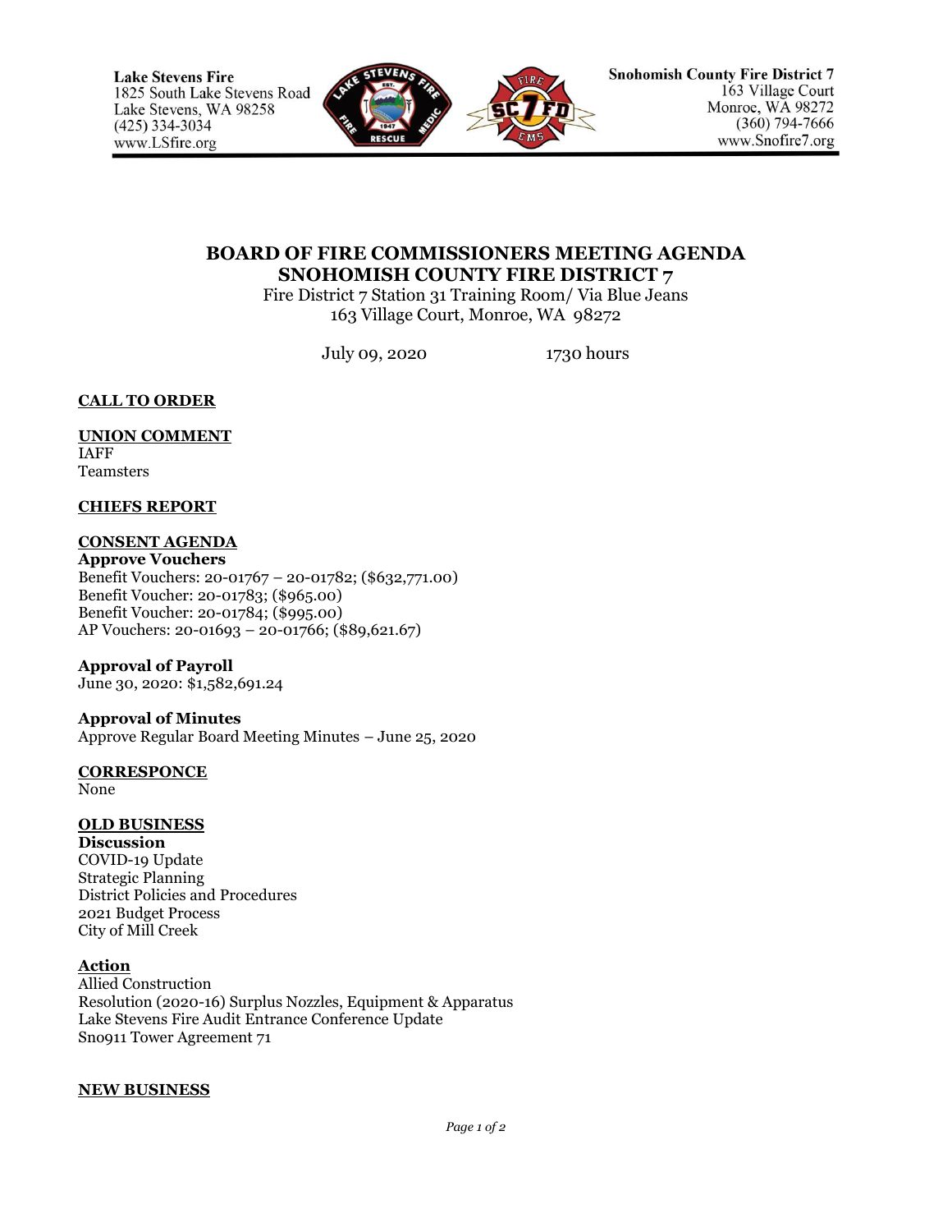Lake Stevens Fire
1825 South Lake Stevens Road
Lake Stevens, WA 98258
(425) 334-3034
www.LSfire.org

Snohomish County Fire District 7
163 Village Court
Monroe, WA 98272
(360) 794-7666
www.Snofire7.org

# BOARD OF FIRE COMMISSIONERS MEETING AGENDA
# SNOHOMISH COUNTY FIRE DISTRICT 7

Fire District 7 Station 31 Training Room/ Via Blue Jeans
163 Village Court, Monroe, WA 98272

July 09, 2020 1730 hours

**CALL TO ORDER**

**UNION COMMENT**
IAFF
Teamsters

**CHIEFS REPORT**

**CONSENT AGENDA**

**Approve Vouchers**
Benefit Vouchers: 20-01767 – 20-01782; ($632,771.00)
Benefit Voucher: 20-01783; ($965.00)
Benefit Voucher: 20-01784; ($995.00)
AP Vouchers: 20-01693 – 20-01766; ($89,621.67)

**Approval of Payroll**
June 30, 2020: $1,582,691.24

**Approval of Minutes**
Approve Regular Board Meeting Minutes – June 25, 2020

**CORRESPONCE**
None

**OLD BUSINESS**

**Discussion**
COVID-19 Update
Strategic Planning
District Policies and Procedures
2021 Budget Process
City of Mill Creek

**Action**
Allied Construction
Resolution (2020-16) Surplus Nozzles, Equipment & Apparatus
Lake Stevens Fire Audit Entrance Conference Update
Sno911 Tower Agreement 71

**NEW BUSINESS**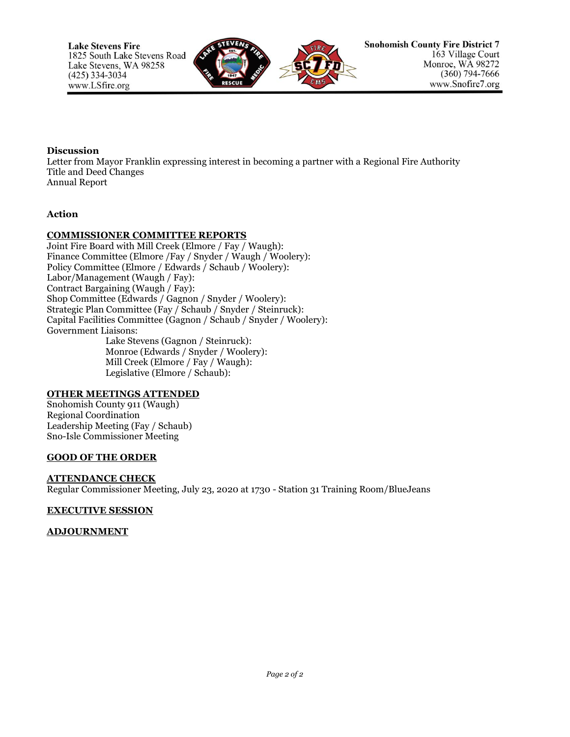**Discussion**

Letter from Mayor Franklin expressing interest in becoming a partner with a Regional Fire Authority
Title and Deed Changes
Annual Report

**Action**

**COMMISSIONER COMMITTEE REPORTS**

Joint Fire Board with Mill Creek (Elmore / Fay / Waugh):
Finance Committee (Elmore /Fay / Snyder / Waugh / Woolery):
Policy Committee (Elmore / Edwards / Schaub / Woolery):
Labor/Management (Waugh / Fay):
Contract Bargaining (Waugh / Fay):
Shop Committee (Edwards / Gagnon / Snyder / Woolery):
Strategic Plan Committee (Fay / Schaub / Snyder / Steinruck):
Capital Facilities Committee (Gagnon / Schaub / Snyder / Woolery):
Government Liaisons:

- Lake Stevens (Gagnon / Steinruck):
- Monroe (Edwards / Snyder / Woolery):
- Mill Creek (Elmore / Fay / Waugh):
- Legislative (Elmore / Schaub):

**OTHER MEETINGS ATTENDED**

Snohomish County 911 (Waugh)
Regional Coordination
Leadership Meeting (Fay / Schaub)
Sno-Isle Commissioner Meeting

**GOOD OF THE ORDER**

**ATTENDANCE CHECK**

Regular Commissioner Meeting, July 23, 2020 at 1730 - Station 31 Training Room/BlueJeans

**EXECUTIVE SESSION**

**ADJOURNMENT**